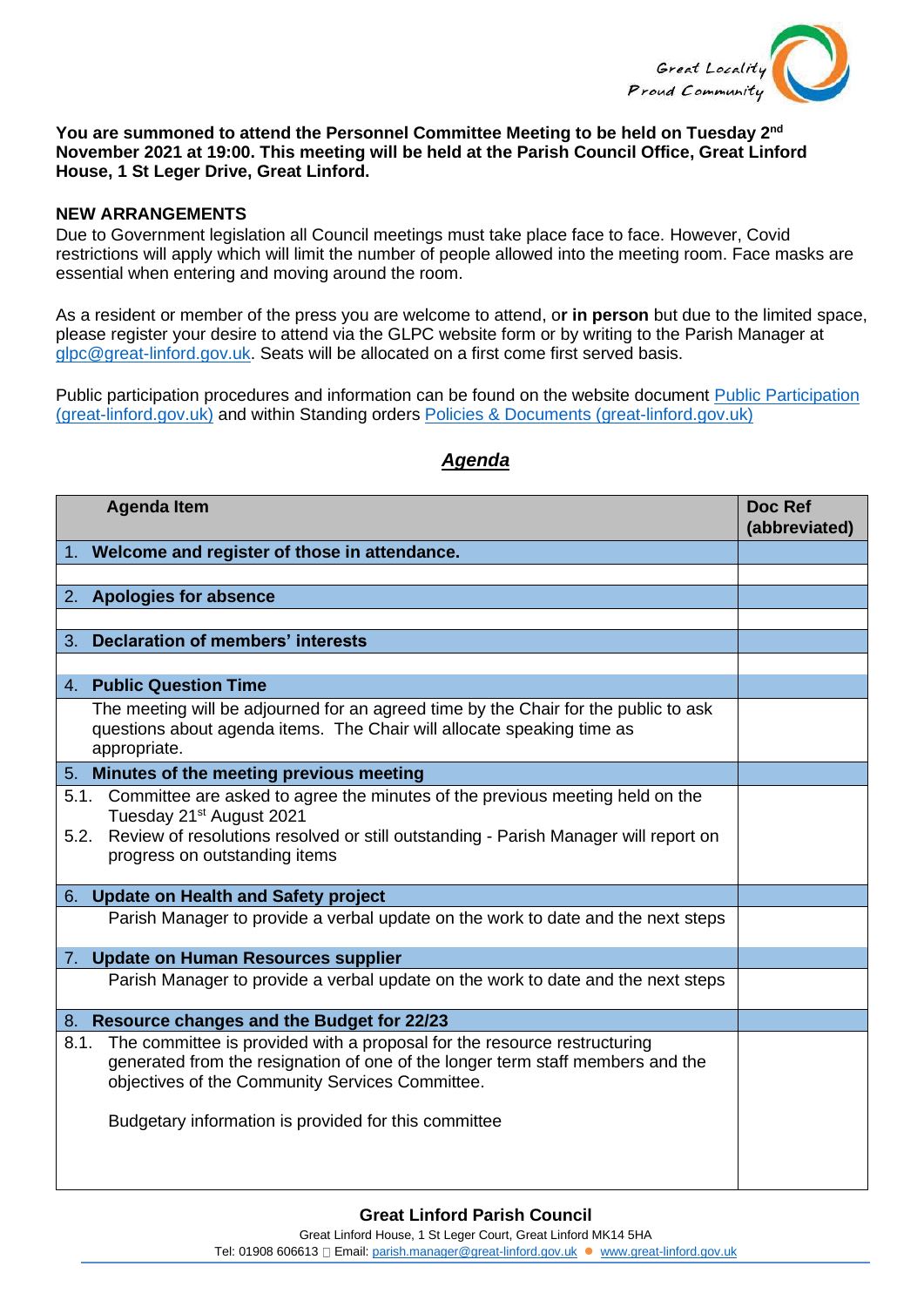Great Locality
Proud Community

**You are summoned to attend the Personnel Committee Meeting to be held on Tuesday 2nd November 2021 at 19:00. This meeting will be held at the Parish Council Office, Great Linford House, 1 St Leger Drive, Great Linford.**

**NEW ARRANGEMENTS**

Due to Government legislation all Council meetings must take place face to face. However, Covid restrictions will apply which will limit the number of people allowed into the meeting room. Face masks are essential when entering and moving around the room.

As a resident or member of the press you are welcome to attend, o**r in person** but due to the limited space, please register your desire to attend via the GLPC website form or by writing to the Parish Manager at glpc@great-linford.gov.uk. Seats will be allocated on a first come first served basis.

Public participation procedures and information can be found on the website document Public Participation (great-linford.gov.uk) and within Standing orders Policies & Documents (great-linford.gov.uk)

## ***Agenda***

| Agenda Item | Doc Ref (abbreviated) |
|---|---|
| 1. **Welcome and register of those in attendance.** | |
| | |
| 2. **Apologies for absence** | |
| | |
| 3. **Declaration of members' interests** | |
| | |
| 4. **Public Question Time** | |
| The meeting will be adjourned for an agreed time by the Chair for the public to ask questions about agenda items. The Chair will allocate speaking time as appropriate. | |
| 5. **Minutes of the meeting previous meeting** | |
| 5.1. Committee are asked to agree the minutes of the previous meeting held on the Tuesday 21st August 2021<br>5.2. Review of resolutions resolved or still outstanding - Parish Manager will report on progress on outstanding items | |
| 6. **Update on Health and Safety project** | |
| Parish Manager to provide a verbal update on the work to date and the next steps | |
| 7. **Update on Human Resources supplier** | |
| Parish Manager to provide a verbal update on the work to date and the next steps | |
| 8. **Resource changes and the Budget for 22/23** | |
| 8.1. The committee is provided with a proposal for the resource restructuring generated from the resignation of one of the longer term staff members and the objectives of the Community Services Committee.<br><br>Budgetary information is provided for this committee | |

**Great Linford Parish Council**

Great Linford House, 1 St Leger Court, Great Linford MK14 5HA

Tel: 01908 606613 Email: parish.manager@great-linford.gov.uk ● www.great-linford.gov.uk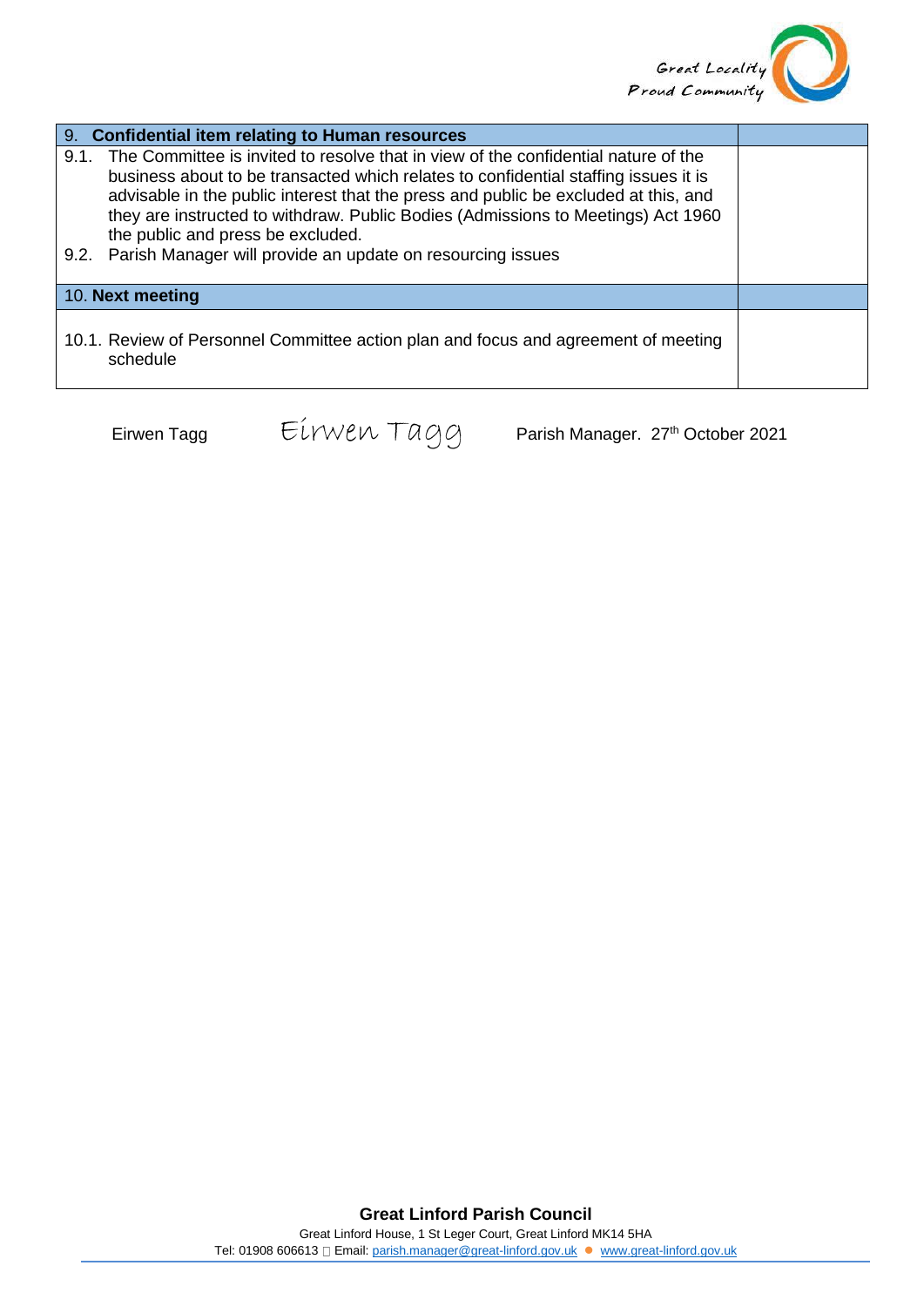| 9. **Confidential item relating to Human resources** | |
|---|---|
| 9.1. The Committee is invited to resolve that in view of the confidential nature of the business about to be transacted which relates to confidential staffing issues it is advisable in the public interest that the press and public be excluded at this, and they are instructed to withdraw. Public Bodies (Admissions to Meetings) Act 1960 the public and press be excluded.<br>9.2. Parish Manager will provide an update on resourcing issues | |
| 10. **Next meeting** | |
| 10.1. Review of Personnel Committee action plan and focus and agreement of meeting schedule | |

Eirwen Tagg    *Eirwen Tagg*    Parish Manager. 27th October 2021

**Great Linford Parish Council**
Great Linford House, 1 St Leger Court, Great Linford MK14 5HA
Tel: 01908 606613 Email: parish.manager@great-linford.gov.uk ● www.great-linford.gov.uk